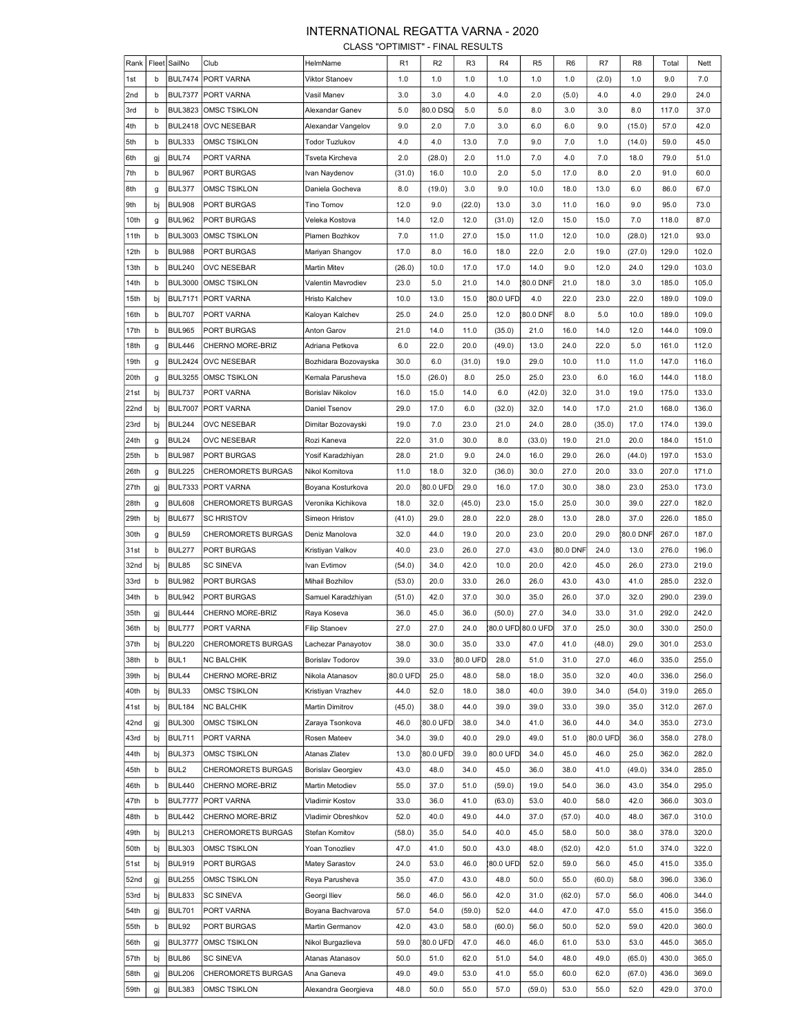# INTERNATIONAL REGATTA VARNA - 2020

## CLASS "OPTIMIST" - FINAL RESULTS

| Rank | Fleet | SailNo | Club | HelmName | R1 | R2 | R3 | R4 | R5 | R6 | R7 | R8 | Total | Nett |
|---|---|---|---|---|---|---|---|---|---|---|---|---|---|---|
| 1st | b | BUL7474 | PORT VARNA | Viktor Stanoev | 1.0 | 1.0 | 1.0 | 1.0 | 1.0 | 1.0 | (2.0) | 1.0 | 9.0 | 7.0 |
| 2nd | b | BUL7377 | PORT VARNA | Vasil Manev | 3.0 | 3.0 | 4.0 | 4.0 | 2.0 | (5.0) | 4.0 | 4.0 | 29.0 | 24.0 |
| 3rd | b | BUL3823 | OMSC TSIKLON | Alexandar Ganev | 5.0 | (80.0 DSQ) | 5.0 | 5.0 | 8.0 | 3.0 | 3.0 | 8.0 | 117.0 | 37.0 |
| 4th | b | BUL2418 | OVC NESEBAR | Alexandar Vangelov | 9.0 | 2.0 | 7.0 | 3.0 | 6.0 | 6.0 | 9.0 | (15.0) | 57.0 | 42.0 |
| 5th | b | BUL333 | OMSC TSIKLON | Todor Tuzlukov | 4.0 | 4.0 | 13.0 | 7.0 | 9.0 | 7.0 | 1.0 | (14.0) | 59.0 | 45.0 |
| 6th | gj | BUL74 | PORT VARNA | Tsveta Kircheva | 2.0 | (28.0) | 2.0 | 11.0 | 7.0 | 4.0 | 7.0 | 18.0 | 79.0 | 51.0 |
| 7th | b | BUL967 | PORT BURGAS | Ivan Naydenov | (31.0) | 16.0 | 10.0 | 2.0 | 5.0 | 17.0 | 8.0 | 2.0 | 91.0 | 60.0 |
| 8th | g | BUL377 | OMSC TSIKLON | Daniela Gocheva | 8.0 | (19.0) | 3.0 | 9.0 | 10.0 | 18.0 | 13.0 | 6.0 | 86.0 | 67.0 |
| 9th | bj | BUL908 | PORT BURGAS | Tino Tomov | 12.0 | 9.0 | (22.0) | 13.0 | 3.0 | 11.0 | 16.0 | 9.0 | 95.0 | 73.0 |
| 10th | g | BUL962 | PORT BURGAS | Veleka Kostova | 14.0 | 12.0 | 12.0 | (31.0) | 12.0 | 15.0 | 15.0 | 7.0 | 118.0 | 87.0 |
| 11th | b | BUL3003 | OMSC TSIKLON | Plamen Bozhkov | 7.0 | 11.0 | 27.0 | 15.0 | 11.0 | 12.0 | 10.0 | (28.0) | 121.0 | 93.0 |
| 12th | b | BUL988 | PORT BURGAS | Mariyan Shangov | 17.0 | 8.0 | 16.0 | 18.0 | 22.0 | 2.0 | 19.0 | (27.0) | 129.0 | 102.0 |
| 13th | b | BUL240 | OVC NESEBAR | Martin Mitev | (26.0) | 10.0 | 17.0 | 17.0 | 14.0 | 9.0 | 12.0 | 24.0 | 129.0 | 103.0 |
| 14th | b | BUL3000 | OMSC TSIKLON | Valentin Mavrodiev | 23.0 | 5.0 | 21.0 | 14.0 | (80.0 DNF) | 21.0 | 18.0 | 3.0 | 185.0 | 105.0 |
| 15th | bj | BUL7171 | PORT VARNA | Hristo Kalchev | 10.0 | 13.0 | 15.0 | (80.0 UFD) | 4.0 | 22.0 | 23.0 | 22.0 | 189.0 | 109.0 |
| 16th | b | BUL707 | PORT VARNA | Kaloyan Kalchev | 25.0 | 24.0 | 25.0 | 12.0 | (80.0 DNF) | 8.0 | 5.0 | 10.0 | 189.0 | 109.0 |
| 17th | b | BUL965 | PORT BURGAS | Anton Garov | 21.0 | 14.0 | 11.0 | (35.0) | 21.0 | 16.0 | 14.0 | 12.0 | 144.0 | 109.0 |
| 18th | g | BUL446 | CHERNO MORE-BRIZ | Adriana Petkova | 6.0 | 22.0 | 20.0 | (49.0) | 13.0 | 24.0 | 22.0 | 5.0 | 161.0 | 112.0 |
| 19th | g | BUL2424 | OVC NESEBAR | Bozhidara Bozovayska | 30.0 | 6.0 | (31.0) | 19.0 | 29.0 | 10.0 | 11.0 | 11.0 | 147.0 | 116.0 |
| 20th | g | BUL3255 | OMSC TSIKLON | Kemala Parusheva | 15.0 | (26.0) | 8.0 | 25.0 | 25.0 | 23.0 | 6.0 | 16.0 | 144.0 | 118.0 |
| 21st | bj | BUL737 | PORT VARNA | Borislav Nikolov | 16.0 | 15.0 | 14.0 | 6.0 | (42.0) | 32.0 | 31.0 | 19.0 | 175.0 | 133.0 |
| 22nd | bj | BUL7007 | PORT VARNA | Daniel Tsenov | 29.0 | 17.0 | 6.0 | (32.0) | 32.0 | 14.0 | 17.0 | 21.0 | 168.0 | 136.0 |
| 23rd | bj | BUL244 | OVC NESEBAR | Dimitar Bozovayski | 19.0 | 7.0 | 23.0 | 21.0 | 24.0 | 28.0 | (35.0) | 17.0 | 174.0 | 139.0 |
| 24th | g | BUL24 | OVC NESEBAR | Rozi Kaneva | 22.0 | 31.0 | 30.0 | 8.0 | (33.0) | 19.0 | 21.0 | 20.0 | 184.0 | 151.0 |
| 25th | b | BUL987 | PORT BURGAS | Yosif Karadzhiyan | 28.0 | 21.0 | 9.0 | 24.0 | 16.0 | 29.0 | 26.0 | (44.0) | 197.0 | 153.0 |
| 26th | g | BUL225 | CHEROMORETS BURGAS | Nikol Komitova | 11.0 | 18.0 | 32.0 | (36.0) | 30.0 | 27.0 | 20.0 | 33.0 | 207.0 | 171.0 |
| 27th | gj | BUL7333 | PORT VARNA | Boyana Kosturkova | 20.0 | (80.0 UFD) | 29.0 | 16.0 | 17.0 | 30.0 | 38.0 | 23.0 | 253.0 | 173.0 |
| 28th | g | BUL608 | CHEROMORETS BURGAS | Veronika Kichikova | 18.0 | 32.0 | (45.0) | 23.0 | 15.0 | 25.0 | 30.0 | 39.0 | 227.0 | 182.0 |
| 29th | bj | BUL677 | SC HRISTOV | Simeon Hristov | (41.0) | 29.0 | 28.0 | 22.0 | 28.0 | 13.0 | 28.0 | 37.0 | 226.0 | 185.0 |
| 30th | g | BUL59 | CHEROMORETS BURGAS | Deniz Manolova | 32.0 | 44.0 | 19.0 | 20.0 | 23.0 | 20.0 | 29.0 | (80.0 DNF) | 267.0 | 187.0 |
| 31st | b | BUL277 | PORT BURGAS | Kristiyan Valkov | 40.0 | 23.0 | 26.0 | 27.0 | 43.0 | (80.0 DNF) | 24.0 | 13.0 | 276.0 | 196.0 |
| 32nd | bj | BUL85 | SC SINEVA | Ivan Evtimov | (54.0) | 34.0 | 42.0 | 10.0 | 20.0 | 42.0 | 45.0 | 26.0 | 273.0 | 219.0 |
| 33rd | b | BUL982 | PORT BURGAS | Mihail Bozhilov | (53.0) | 20.0 | 33.0 | 26.0 | 26.0 | 43.0 | 43.0 | 41.0 | 285.0 | 232.0 |
| 34th | b | BUL942 | PORT BURGAS | Samuel Karadzhiyan | (51.0) | 42.0 | 37.0 | 30.0 | 35.0 | 26.0 | 37.0 | 32.0 | 290.0 | 239.0 |
| 35th | gj | BUL444 | CHERNO MORE-BRIZ | Raya Koseva | 36.0 | 45.0 | 36.0 | (50.0) | 27.0 | 34.0 | 33.0 | 31.0 | 292.0 | 242.0 |
| 36th | bj | BUL777 | PORT VARNA | Filip Stanoev | 27.0 | 27.0 | 24.0 | (80.0 UFD) | 80.0 UFD | 37.0 | 25.0 | 30.0 | 330.0 | 250.0 |
| 37th | bj | BUL220 | CHEROMORETS BURGAS | Lachezar Panayotov | 38.0 | 30.0 | 35.0 | 33.0 | 47.0 | 41.0 | (48.0) | 29.0 | 301.0 | 253.0 |
| 38th | b | BUL1 | NC BALCHIK | Borislav Todorov | 39.0 | 33.0 | (80.0 UFD) | 28.0 | 51.0 | 31.0 | 27.0 | 46.0 | 335.0 | 255.0 |
| 39th | bj | BUL44 | CHERNO MORE-BRIZ | Nikola Atanasov | (80.0 UFD) | 25.0 | 48.0 | 58.0 | 18.0 | 35.0 | 32.0 | 40.0 | 336.0 | 256.0 |
| 40th | bj | BUL33 | OMSC TSIKLON | Kristiyan Vrazhev | 44.0 | 52.0 | 18.0 | 38.0 | 40.0 | 39.0 | 34.0 | (54.0) | 319.0 | 265.0 |
| 41st | bj | BUL184 | NC BALCHIK | Martin Dimitrov | (45.0) | 38.0 | 44.0 | 39.0 | 39.0 | 33.0 | 39.0 | 35.0 | 312.0 | 267.0 |
| 42nd | gj | BUL300 | OMSC TSIKLON | Zaraya Tsonkova | 46.0 | (80.0 UFD) | 38.0 | 34.0 | 41.0 | 36.0 | 44.0 | 34.0 | 353.0 | 273.0 |
| 43rd | bj | BUL711 | PORT VARNA | Rosen Mateev | 34.0 | 39.0 | 40.0 | 29.0 | 49.0 | 51.0 | (80.0 UFD) | 36.0 | 358.0 | 278.0 |
| 44th | bj | BUL373 | OMSC TSIKLON | Atanas Zlatev | 13.0 | (80.0 UFD) | 39.0 | 80.0 UFD | 34.0 | 45.0 | 46.0 | 25.0 | 362.0 | 282.0 |
| 45th | b | BUL2 | CHEROMORETS BURGAS | Borislav Georgiev | 43.0 | 48.0 | 34.0 | 45.0 | 36.0 | 38.0 | 41.0 | (49.0) | 334.0 | 285.0 |
| 46th | b | BUL440 | CHERNO MORE-BRIZ | Martin Metodiev | 55.0 | 37.0 | 51.0 | (59.0) | 19.0 | 54.0 | 36.0 | 43.0 | 354.0 | 295.0 |
| 47th | b | BUL7777 | PORT VARNA | Vladimir Kostov | 33.0 | 36.0 | 41.0 | (63.0) | 53.0 | 40.0 | 58.0 | 42.0 | 366.0 | 303.0 |
| 48th | b | BUL442 | CHERNO MORE-BRIZ | Vladimir Obreshkov | 52.0 | 40.0 | 49.0 | 44.0 | 37.0 | (57.0) | 40.0 | 48.0 | 367.0 | 310.0 |
| 49th | bj | BUL213 | CHEROMORETS BURGAS | Stefan Komitov | (58.0) | 35.0 | 54.0 | 40.0 | 45.0 | 58.0 | 50.0 | 38.0 | 378.0 | 320.0 |
| 50th | bj | BUL303 | OMSC TSIKLON | Yoan Tonozliev | 47.0 | 41.0 | 50.0 | 43.0 | 48.0 | (52.0) | 42.0 | 51.0 | 374.0 | 322.0 |
| 51st | bj | BUL919 | PORT BURGAS | Matey Sarastov | 24.0 | 53.0 | 46.0 | (80.0 UFD) | 52.0 | 59.0 | 56.0 | 45.0 | 415.0 | 335.0 |
| 52nd | gj | BUL255 | OMSC TSIKLON | Reya Parusheva | 35.0 | 47.0 | 43.0 | 48.0 | 50.0 | 55.0 | (60.0) | 58.0 | 396.0 | 336.0 |
| 53rd | bj | BUL833 | SC SINEVA | Georgi Iliev | 56.0 | 46.0 | 56.0 | 42.0 | 31.0 | (62.0) | 57.0 | 56.0 | 406.0 | 344.0 |
| 54th | gj | BUL701 | PORT VARNA | Boyana Bachvarova | 57.0 | 54.0 | (59.0) | 52.0 | 44.0 | 47.0 | 47.0 | 55.0 | 415.0 | 356.0 |
| 55th | b | BUL92 | PORT BURGAS | Martin Germanov | 42.0 | 43.0 | 58.0 | (60.0) | 56.0 | 50.0 | 52.0 | 59.0 | 420.0 | 360.0 |
| 56th | gj | BUL3777 | OMSC TSIKLON | Nikol Burgazlieva | 59.0 | (80.0 UFD) | 47.0 | 46.0 | 46.0 | 61.0 | 53.0 | 53.0 | 445.0 | 365.0 |
| 57th | bj | BUL86 | SC SINEVA | Atanas Atanasov | 50.0 | 51.0 | 62.0 | 51.0 | 54.0 | 48.0 | 49.0 | (65.0) | 430.0 | 365.0 |
| 58th | gj | BUL206 | CHEROMORETS BURGAS | Ana Ganeva | 49.0 | 49.0 | 53.0 | 41.0 | 55.0 | 60.0 | 62.0 | (67.0) | 436.0 | 369.0 |
| 59th | gj | BUL383 | OMSC TSIKLON | Alexandra Georgieva | 48.0 | 50.0 | 55.0 | 57.0 | (59.0) | 53.0 | 55.0 | 52.0 | 429.0 | 370.0 |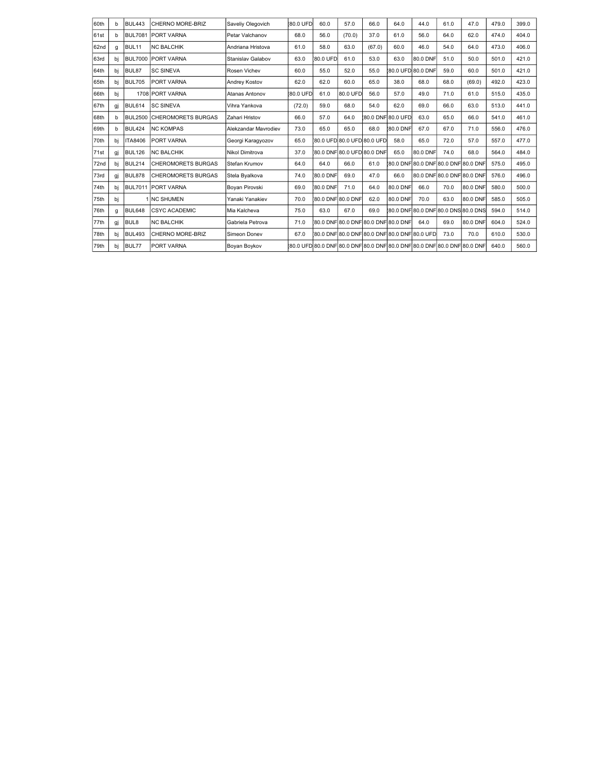| | | | | | | | | | | | | | | |
|---|---|---|---|---|---|---|---|---|---|---|---|---|---|---|
| 60th | b | BUL443 | CHERNO MORE-BRIZ | Saveliy Olegovich | (80.0 UFD) | 60.0 | 57.0 | 66.0 | 64.0 | 44.0 | 61.0 | 47.0 | 479.0 | 399.0 |
| 61st | b | BUL7081 | PORT VARNA | Petar Valchanov | 68.0 | 56.0 | (70.0) | 37.0 | 61.0 | 56.0 | 64.0 | 62.0 | 474.0 | 404.0 |
| 62nd | g | BUL11 | NC BALCHIK | Andriana Hristova | 61.0 | 58.0 | 63.0 | (67.0) | 60.0 | 46.0 | 54.0 | 64.0 | 473.0 | 406.0 |
| 63rd | bj | BUL7000 | PORT VARNA | Stanislav Galabov | 63.0 | (80.0 UFD) | 61.0 | 53.0 | 63.0 | 80.0 DNF | 51.0 | 50.0 | 501.0 | 421.0 |
| 64th | bj | BUL87 | SC SINEVA | Rosen Vichev | 60.0 | 55.0 | 52.0 | 55.0 | (80.0 UFD) | 80.0 DNF | 59.0 | 60.0 | 501.0 | 421.0 |
| 65th | bj | BUL705 | PORT VARNA | Andrey Kostov | 62.0 | 62.0 | 60.0 | 65.0 | 38.0 | 68.0 | 68.0 | (69.0) | 492.0 | 423.0 |
| 66th | bj | 1708 | PORT VARNA | Atanas Antonov | (80.0 UFD) | 61.0 | 80.0 UFD | 56.0 | 57.0 | 49.0 | 71.0 | 61.0 | 515.0 | 435.0 |
| 67th | gj | BUL614 | SC SINEVA | Vihra Yankova | (72.0) | 59.0 | 68.0 | 54.0 | 62.0 | 69.0 | 66.0 | 63.0 | 513.0 | 441.0 |
| 68th | b | BUL2500 | CHEROMORETS BURGAS | Zahari Hristov | 66.0 | 57.0 | 64.0 | (80.0 DNF) | 80.0 UFD | 63.0 | 65.0 | 66.0 | 541.0 | 461.0 |
| 69th | b | BUL424 | NC KOMPAS | Alekzandar Mavrodiev | 73.0 | 65.0 | 65.0 | 68.0 | (80.0 DNF) | 67.0 | 67.0 | 71.0 | 556.0 | 476.0 |
| 70th | bj | ITA8406 | PORT VARNA | Georgi Karagyozov | 65.0 | (80.0 UFD) | 80.0 UFD | 80.0 UFD | 58.0 | 65.0 | 72.0 | 57.0 | 557.0 | 477.0 |
| 71st | gj | BUL126 | NC BALCHIK | Nikol Dimitrova | 37.0 | (80.0 DNF) | 80.0 UFD | 80.0 DNF | 65.0 | 80.0 DNF | 74.0 | 68.0 | 564.0 | 484.0 |
| 72nd | bj | BUL214 | CHEROMORETS BURGAS | Stefan Krumov | 64.0 | 64.0 | 66.0 | 61.0 | (80.0 DNF) | 80.0 DNF | 80.0 DNF | 80.0 DNF | 575.0 | 495.0 |
| 73rd | gj | BUL878 | CHEROMORETS BURGAS | Stela Byalkova | 74.0 | (80.0 DNF) | 69.0 | 47.0 | 66.0 | 80.0 DNF | 80.0 DNF | 80.0 DNF | 576.0 | 496.0 |
| 74th | bj | BUL7011 | PORT VARNA | Boyan Pirovski | 69.0 | (80.0 DNF) | 71.0 | 64.0 | 80.0 DNF | 66.0 | 70.0 | 80.0 DNF | 580.0 | 500.0 |
| 75th | bj | 1 | NC SHUMEN | Yanaki Yanakiev | 70.0 | (80.0 DNF) | 80.0 DNF | 62.0 | 80.0 DNF | 70.0 | 63.0 | 80.0 DNF | 585.0 | 505.0 |
| 76th | g | BUL648 | CSYC ACADEMIC | Mia Kalcheva | 75.0 | 63.0 | 67.0 | 69.0 | (80.0 DNF) | 80.0 DNF | 80.0 DNS | 80.0 DNS | 594.0 | 514.0 |
| 77th | gj | BUL8 | NC BALCHIK | Gabriela Petrova | 71.0 | (80.0 DNF) | 80.0 DNF | 80.0 DNF | 80.0 DNF | 64.0 | 69.0 | 80.0 DNF | 604.0 | 524.0 |
| 78th | bj | BUL493 | CHERNO MORE-BRIZ | Simeon Donev | 67.0 | (80.0 DNF) | 80.0 DNF | 80.0 DNF | 80.0 DNF | 80.0 UFD | 73.0 | 70.0 | 610.0 | 530.0 |
| 79th | bj | BUL77 | PORT VARNA | Boyan Boykov | (80.0 UFD) | 80.0 DNF | 80.0 DNF | 80.0 DNF | 80.0 DNF | 80.0 DNF | 80.0 DNF | 80.0 DNF | 640.0 | 560.0 |